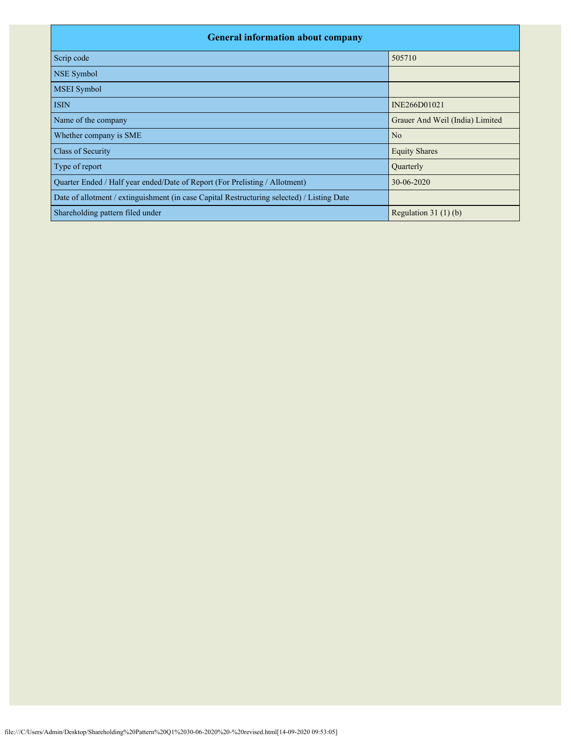| General information about company | |
|---|---|
| Scrip code | 505710 |
| NSE Symbol | |
| MSEI Symbol | |
| ISIN | INE266D01021 |
| Name of the company | Grauer And Weil (India) Limited |
| Whether company is SME | No |
| Class of Security | Equity Shares |
| Type of report | Quarterly |
| Quarter Ended / Half year ended/Date of Report (For Prelisting / Allotment) | 30-06-2020 |
| Date of allotment / extinguishment (in case Capital Restructuring selected) / Listing Date | |
| Shareholding pattern filed under | Regulation 31 (1) (b) |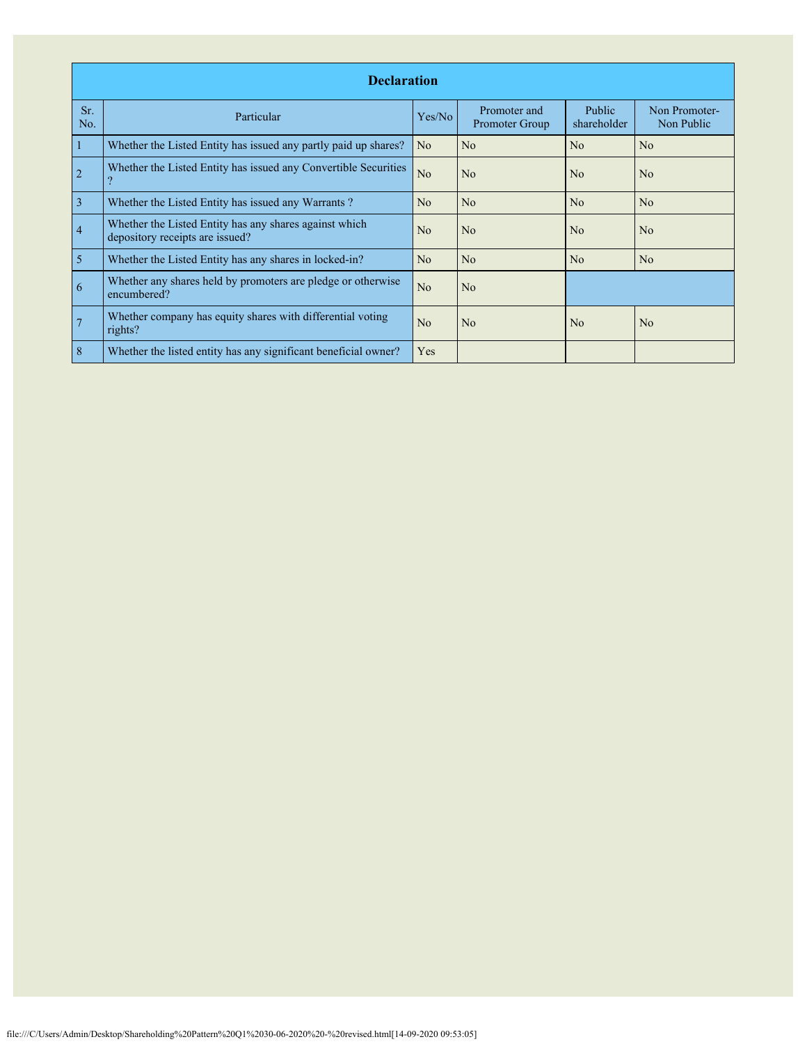| Declaration | | | | | |
|---|---|---|---|---|---|
| Sr. No. | Particular | Yes/No | Promoter and Promoter Group | Public shareholder | Non Promoter- Non Public |
| 1 | Whether the Listed Entity has issued any partly paid up shares? | No | No | No | No |
| 2 | Whether the Listed Entity has issued any Convertible Securities ? | No | No | No | No |
| 3 | Whether the Listed Entity has issued any Warrants ? | No | No | No | No |
| 4 | Whether the Listed Entity has any shares against which depository receipts are issued? | No | No | No | No |
| 5 | Whether the Listed Entity has any shares in locked-in? | No | No | No | No |
| 6 | Whether any shares held by promoters are pledge or otherwise encumbered? | No | No | | |
| 7 | Whether company has equity shares with differential voting rights? | No | No | No | No |
| 8 | Whether the listed entity has any significant beneficial owner? | Yes | | | |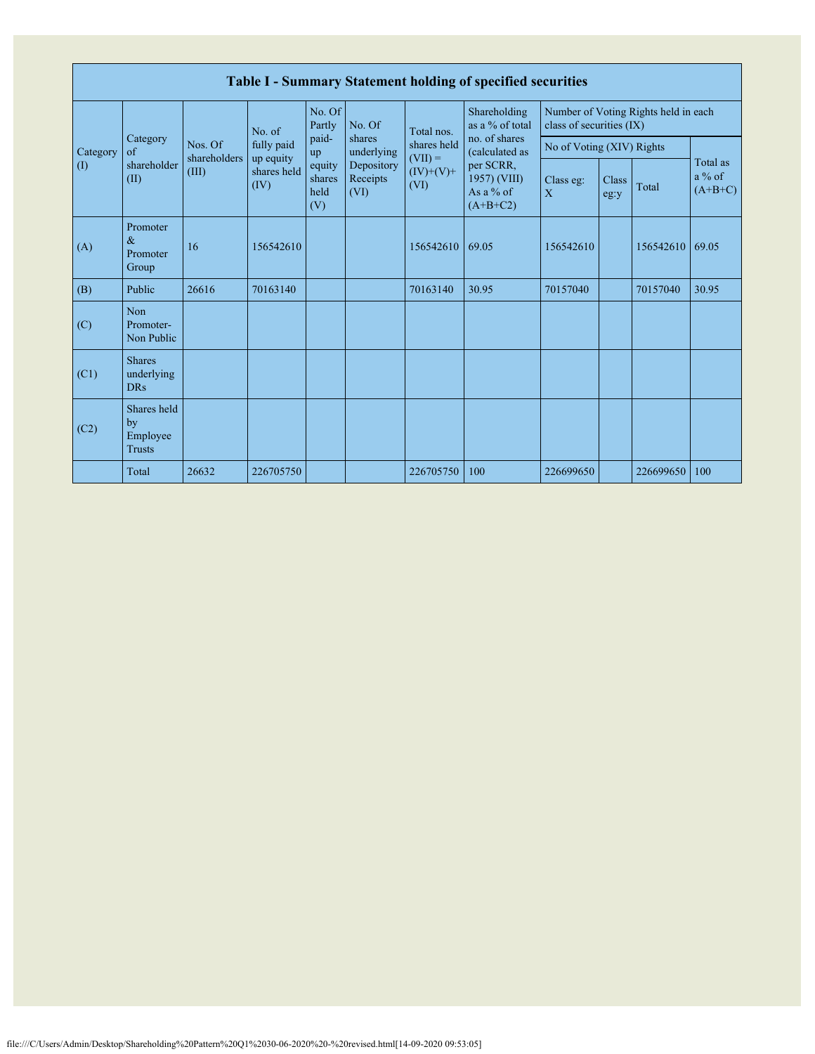| Table I - Summary Statement holding of specified securities | | | | | | | | | | | | |
|---|---|---|---|---|---|---|---|---|---|---|---|---|
| Category (I) | Category of shareholder (II) | Nos. Of shareholders (III) | No. of fully paid up equity shares held (IV) | No. Of Partly paid-up equity shares held (V) | No. Of shares underlying Depository Receipts (VI) | Total nos. shares held (VII) = (IV)+(V)+ (VI) | Shareholding as a % of total no. of shares (calculated as per SCRR, 1957) (VIII) As a % of (A+B+C2) | Number of Voting Rights held in each class of securities (IX) | | | |
| | | | | | | | | No of Voting (XIV) Rights | | | Total as a % of (A+B+C) |
| | | | | | | | | Class eg: X | Class eg:y | Total | |
| (A) | Promoter & Promoter Group | 16 | 156542610 | | | 156542610 | 69.05 | 156542610 | | 156542610 | 69.05 |
| (B) | Public | 26616 | 70163140 | | | 70163140 | 30.95 | 70157040 | | 70157040 | 30.95 |
| (C) | Non Promoter- Non Public | | | | | | | | | | |
| (C1) | Shares underlying DRs | | | | | | | | | | |
| (C2) | Shares held by Employee Trusts | | | | | | | | | | |
| | Total | 26632 | 226705750 | | | 226705750 | 100 | 226699650 | | 226699650 | 100 |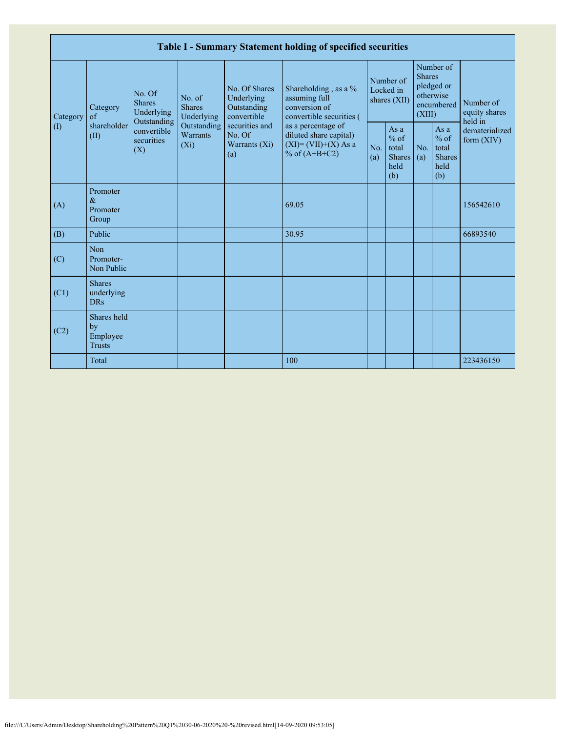| Table I - Summary Statement holding of specified securities | | | | | | | | | | |
|---|---|---|---|---|---|---|---|---|---|---|
| Category (I) | Category of shareholder (II) | No. Of Shares Underlying Outstanding convertible securities (X) | No. of Shares Underlying Outstanding Warrants (Xi) | No. Of Shares Underlying Outstanding convertible securities and No. Of Warrants (Xi) (a) | Shareholding , as a % assuming full conversion of convertible securities ( as a percentage of diluted share capital) (XI)= (VII)+(X) As a % of (A+B+C2) | Number of Locked in shares (XII) | | Number of Shares pledged or otherwise encumbered (XIII) | | Number of equity shares held in dematerialized form (XIV) |
| | | | | | | No. (a) | As a % of total Shares held (b) | No. (a) | As a % of total Shares held (b) | |
| (A) | Promoter & Promoter Group | | | | 69.05 | | | | | 156542610 |
| (B) | Public | | | | 30.95 | | | | | 66893540 |
| (C) | Non Promoter- Non Public | | | | | | | | | |
| (C1) | Shares underlying DRs | | | | | | | | | |
| (C2) | Shares held by Employee Trusts | | | | | | | | | |
| | Total | | | | 100 | | | | | 223436150 |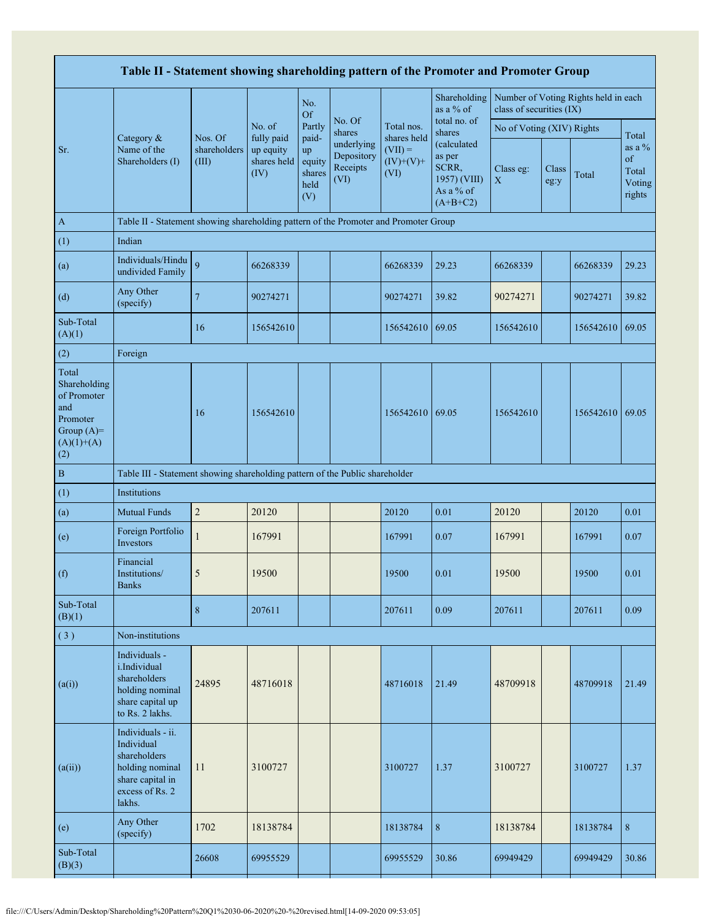| Table II - Statement showing shareholding pattern of the Promoter and Promoter Group | | | | | | | | | | | |
|---|---|---|---|---|---|---|---|---|---|---|---|
| Sr. | Category & Name of the Shareholders (I) | Nos. Of shareholders (III) | No. of fully paid up equity shares held (IV) | No. Of Partly paid-up equity shares held (V) | No. Of shares underlying Depository Receipts (VI) | Total nos. shares held (VII) = (IV)+(V)+ (VI) | Shareholding as a % of total no. of shares (calculated as per SCRR, 1957) (VIII) As a % of (A+B+C2) | Number of Voting Rights held in each class of securities (IX) | | | |
| | | | | | | | | No of Voting (XIV) Rights | | | Total as a % of Total Voting rights |
| | | | | | | | | Class eg: X | Class eg:y | Total | |
| A | Table II - Statement showing shareholding pattern of the Promoter and Promoter Group | | | | | | | | | | |
| (1) | Indian | | | | | | | | | | |
| (a) | Individuals/Hindu undivided Family | 9 | 66268339 | | | 66268339 | 29.23 | 66268339 | | 66268339 | 29.23 |
| (d) | Any Other (specify) | 7 | 90274271 | | | 90274271 | 39.82 | 90274271 | | 90274271 | 39.82 |
| Sub-Total (A)(1) | | 16 | 156542610 | | | 156542610 | 69.05 | 156542610 | | 156542610 | 69.05 |
| (2) | Foreign | | | | | | | | | | |
| Total Shareholding of Promoter and Promoter Group (A)=(A)(1)+(A)(2) | | 16 | 156542610 | | | 156542610 | 69.05 | 156542610 | | 156542610 | 69.05 |
| B | Table III - Statement showing shareholding pattern of the Public shareholder | | | | | | | | | | |
| (1) | Institutions | | | | | | | | | | |
| (a) | Mutual Funds | 2 | 20120 | | | 20120 | 0.01 | 20120 | | 20120 | 0.01 |
| (e) | Foreign Portfolio Investors | 1 | 167991 | | | 167991 | 0.07 | 167991 | | 167991 | 0.07 |
| (f) | Financial Institutions/ Banks | 5 | 19500 | | | 19500 | 0.01 | 19500 | | 19500 | 0.01 |
| Sub-Total (B)(1) | | 8 | 207611 | | | 207611 | 0.09 | 207611 | | 207611 | 0.09 |
| ( 3 ) | Non-institutions | | | | | | | | | | |
| (a(i)) | Individuals - i.Individual shareholders holding nominal share capital up to Rs. 2 lakhs. | 24895 | 48716018 | | | 48716018 | 21.49 | 48709918 | | 48709918 | 21.49 |
| (a(ii)) | Individuals - ii. Individual shareholders holding nominal share capital in excess of Rs. 2 lakhs. | 11 | 3100727 | | | 3100727 | 1.37 | 3100727 | | 3100727 | 1.37 |
| (e) | Any Other (specify) | 1702 | 18138784 | | | 18138784 | 8 | 18138784 | | 18138784 | 8 |
| Sub-Total (B)(3) | | 26608 | 69955529 | | | 69955529 | 30.86 | 69949429 | | 69949429 | 30.86 |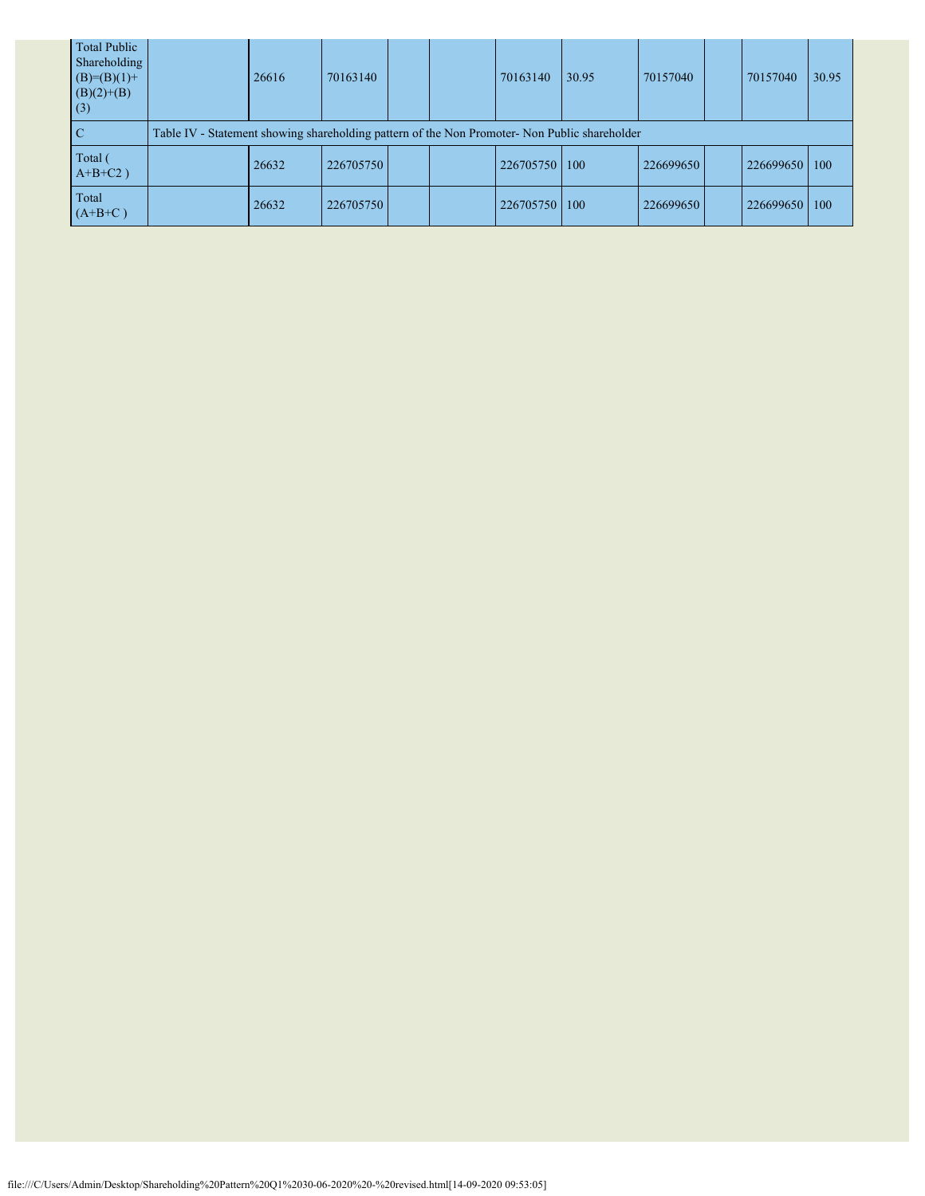| | | | | | | | | | | | |
|---|---|---|---|---|---|---|---|---|---|---|---|
| Total Public Shareholding (B)=(B)(1)+(B)(2)+(B)(3) | | 26616 | 70163140 | | | 70163140 | 30.95 | 70157040 | | 70157040 | 30.95 |
| C | Table IV - Statement showing shareholding pattern of the Non Promoter- Non Public shareholder | | | | | | | | | | |
| Total ( A+B+C2 ) | | 26632 | 226705750 | | | 226705750 | 100 | 226699650 | | 226699650 | 100 |
| Total (A+B+C ) | | 26632 | 226705750 | | | 226705750 | 100 | 226699650 | | 226699650 | 100 |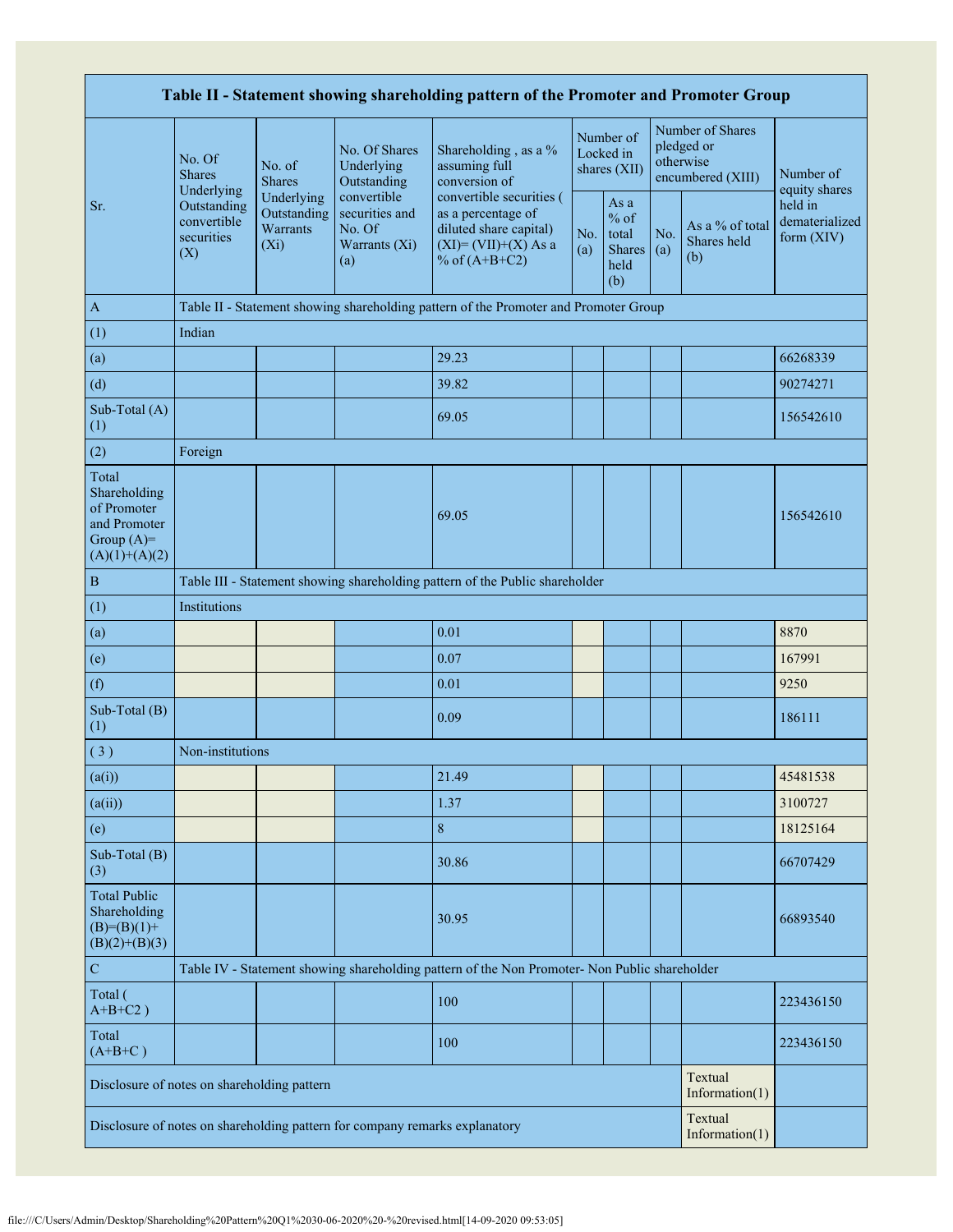| Table II - Statement showing shareholding pattern of the Promoter and Promoter Group | | | | | | | | | |
|---|---|---|---|---|---|---|---|---|---|
| Sr. | No. Of Shares Underlying Outstanding convertible securities (X) | No. of Shares Underlying Outstanding Warrants (Xi) | No. Of Shares Underlying Outstanding convertible securities and No. Of Warrants (Xi) (a) | Shareholding , as a % assuming full conversion of convertible securities ( as a percentage of diluted share capital) (XI)= (VII)+(X) As a % of (A+B+C2) | Number of Locked in shares (XII) | | Number of Shares pledged or otherwise encumbered (XIII) | | Number of equity shares held in dematerialized form (XIV) |
| | | | | | No. (a) | As a % of total Shares held (b) | No. (a) | As a % of total Shares held (b) | |
| A | Table II - Statement showing shareholding pattern of the Promoter and Promoter Group | | | | | | | | |
| (1) | Indian | | | | | | | | |
| (a) | | | | 29.23 | | | | | 66268339 |
| (d) | | | | 39.82 | | | | | 90274271 |
| Sub-Total (A) (1) | | | | 69.05 | | | | | 156542610 |
| (2) | Foreign | | | | | | | | |
| Total Shareholding of Promoter and Promoter Group (A)= (A)(1)+(A)(2) | | | | 69.05 | | | | | 156542610 |
| B | Table III - Statement showing shareholding pattern of the Public shareholder | | | | | | | | |
| (1) | Institutions | | | | | | | | |
| (a) | | | | 0.01 | | | | | 8870 |
| (e) | | | | 0.07 | | | | | 167991 |
| (f) | | | | 0.01 | | | | | 9250 |
| Sub-Total (B) (1) | | | | 0.09 | | | | | 186111 |
| ( 3 ) | Non-institutions | | | | | | | | |
| (a(i)) | | | | 21.49 | | | | | 45481538 |
| (a(ii)) | | | | 1.37 | | | | | 3100727 |
| (e) | | | | 8 | | | | | 18125164 |
| Sub-Total (B) (3) | | | | 30.86 | | | | | 66707429 |
| Total Public Shareholding (B)=(B)(1)+(B)(2)+(B)(3) | | | | 30.95 | | | | | 66893540 |
| C | Table IV - Statement showing shareholding pattern of the Non Promoter- Non Public shareholder | | | | | | | | |
| Total ( A+B+C2 ) | | | | 100 | | | | | 223436150 |
| Total (A+B+C ) | | | | 100 | | | | | 223436150 |
| Disclosure of notes on shareholding pattern | | | | | | | | Textual Information(1) | |
| Disclosure of notes on shareholding pattern for company remarks explanatory | | | | | | | | Textual Information(1) | |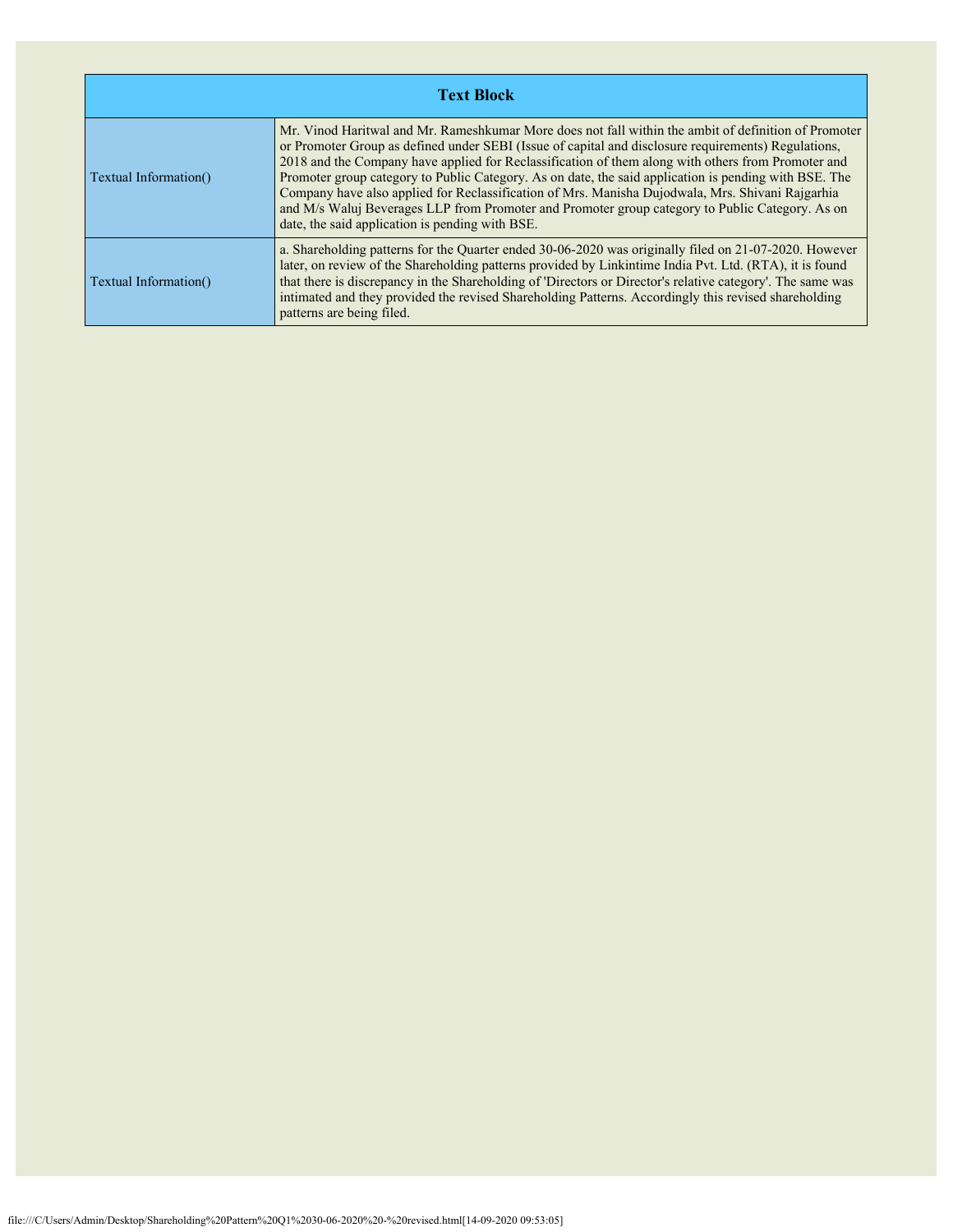| Text Block | |
|---|---|
| Textual Information() | Mr. Vinod Haritwal and Mr. Rameshkumar More does not fall within the ambit of definition of Promoter or Promoter Group as defined under SEBI (Issue of capital and disclosure requirements) Regulations, 2018 and the Company have applied for Reclassification of them along with others from Promoter and Promoter group category to Public Category. As on date, the said application is pending with BSE. The Company have also applied for Reclassification of Mrs. Manisha Dujodwala, Mrs. Shivani Rajgarhia and M/s Waluj Beverages LLP from Promoter and Promoter group category to Public Category. As on date, the said application is pending with BSE. |
| Textual Information() | a. Shareholding patterns for the Quarter ended 30-06-2020 was originally filed on 21-07-2020. However later, on review of the Shareholding patterns provided by Linkintime India Pvt. Ltd. (RTA), it is found that there is discrepancy in the Shareholding of 'Directors or Director's relative category'. The same was intimated and they provided the revised Shareholding Patterns. Accordingly this revised shareholding patterns are being filed. |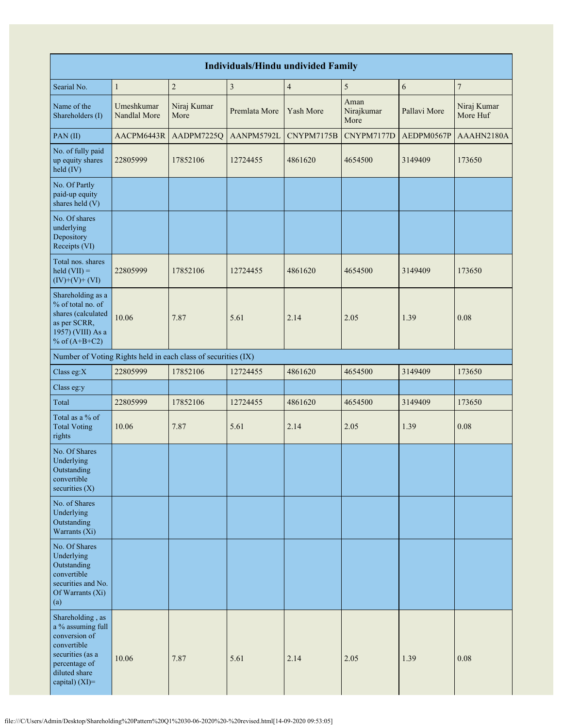| Individuals/Hindu undivided Family | | | | | | | |
|---|---|---|---|---|---|---|---|
| Searial No. | 1 | 2 | 3 | 4 | 5 | 6 | 7 |
| Name of the Shareholders (I) | Umeshkumar Nandlal More | Niraj Kumar More | Premlata More | Yash More | Aman Nirajkumar More | Pallavi More | Niraj Kumar More Huf |
| PAN (II) | AACPM6443R | AADPM7225Q | AANPM5792L | CNYPM7175B | CNYPM7177D | AEDPM0567P | AAAHN2180A |
| No. of fully paid up equity shares held (IV) | 22805999 | 17852106 | 12724455 | 4861620 | 4654500 | 3149409 | 173650 |
| No. Of Partly paid-up equity shares held (V) | | | | | | | |
| No. Of shares underlying Depository Receipts (VI) | | | | | | | |
| Total nos. shares held (VII) = (IV)+(V)+ (VI) | 22805999 | 17852106 | 12724455 | 4861620 | 4654500 | 3149409 | 173650 |
| Shareholding as a % of total no. of shares (calculated as per SCRR, 1957) (VIII) As a % of (A+B+C2) | 10.06 | 7.87 | 5.61 | 2.14 | 2.05 | 1.39 | 0.08 |
| Number of Voting Rights held in each class of securities (IX) | | | | | | | |
| Class eg:X | 22805999 | 17852106 | 12724455 | 4861620 | 4654500 | 3149409 | 173650 |
| Class eg:y | | | | | | | |
| Total | 22805999 | 17852106 | 12724455 | 4861620 | 4654500 | 3149409 | 173650 |
| Total as a % of Total Voting rights | 10.06 | 7.87 | 5.61 | 2.14 | 2.05 | 1.39 | 0.08 |
| No. Of Shares Underlying Outstanding convertible securities (X) | | | | | | | |
| No. of Shares Underlying Outstanding Warrants (Xi) | | | | | | | |
| No. Of Shares Underlying Outstanding convertible securities and No. Of Warrants (Xi) (a) | | | | | | | |
| Shareholding , as a % assuming full conversion of convertible securities (as a percentage of diluted share capital) (XI)= | 10.06 | 7.87 | 5.61 | 2.14 | 2.05 | 1.39 | 0.08 |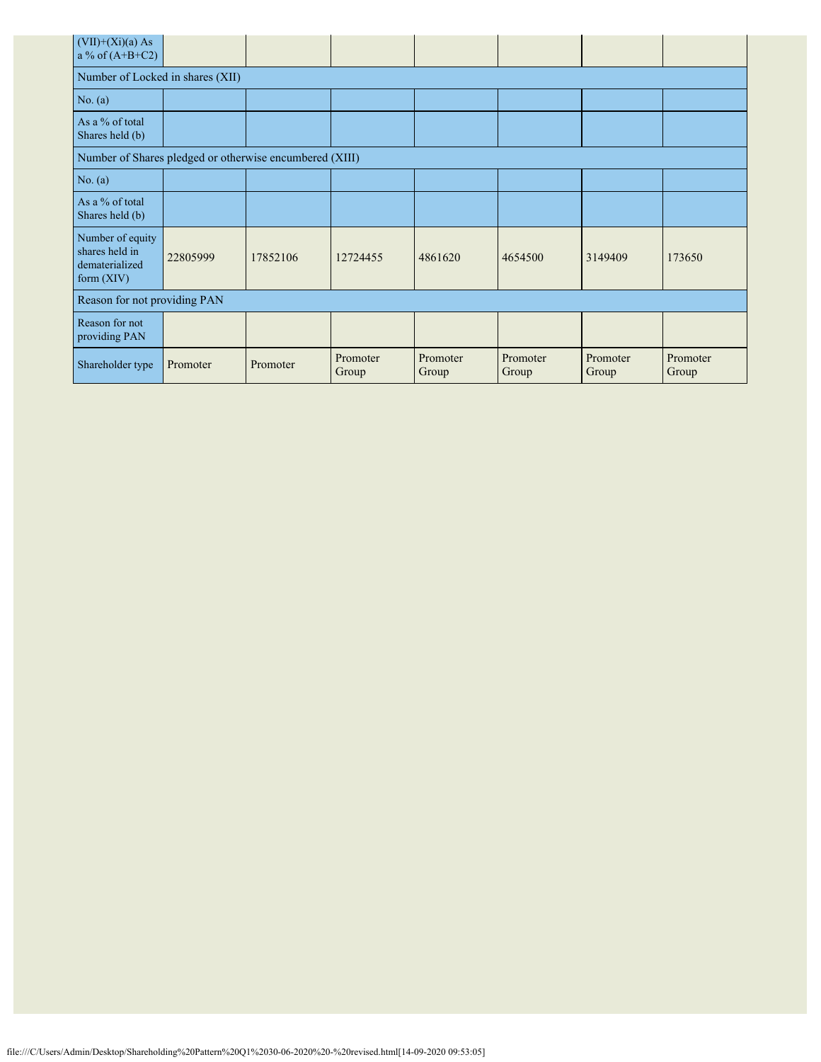| | | | | | | | |
|---|---|---|---|---|---|---|---|
| (VII)+(Xi)(a) As a % of (A+B+C2) | | | | | | | |
| Number of Locked in shares (XII) | | | | | | | |
| No. (a) | | | | | | | |
| As a % of total Shares held (b) | | | | | | | |
| Number of Shares pledged or otherwise encumbered (XIII) | | | | | | | |
| No. (a) | | | | | | | |
| As a % of total Shares held (b) | | | | | | | |
| Number of equity shares held in dematerialized form (XIV) | 22805999 | 17852106 | 12724455 | 4861620 | 4654500 | 3149409 | 173650 |
| Reason for not providing PAN | | | | | | | |
| Reason for not providing PAN | | | | | | | |
| Shareholder type | Promoter | Promoter | Promoter Group | Promoter Group | Promoter Group | Promoter Group | Promoter Group |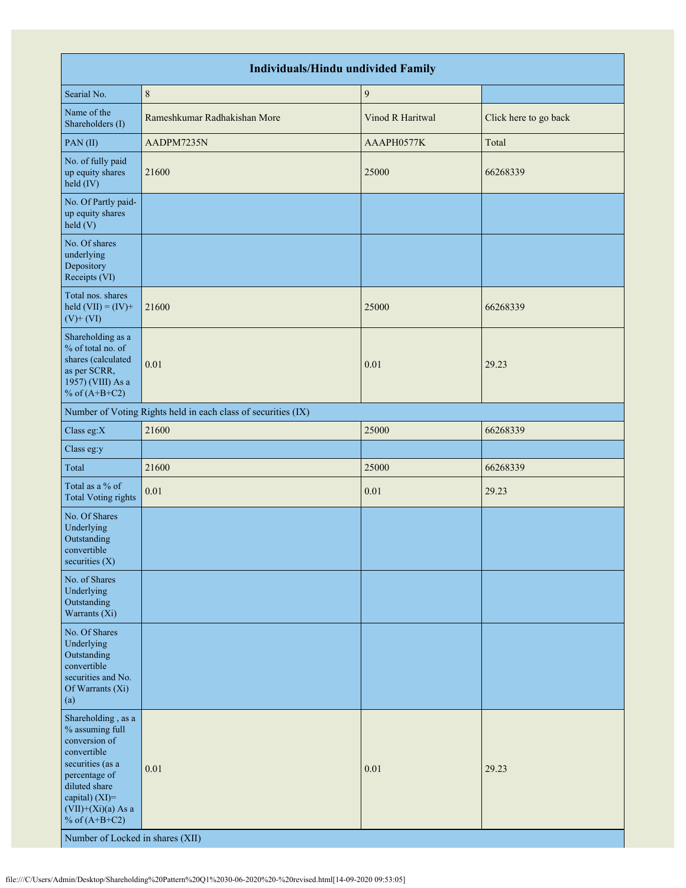| Individuals/Hindu undivided Family | | | |
|---|---|---|---|
| Searial No. | 8 | 9 | |
| Name of the Shareholders (I) | Rameshkumar Radhakishan More | Vinod R Haritwal | Click here to go back |
| PAN (II) | AADPM7235N | AAAPH0577K | Total |
| No. of fully paid up equity shares held (IV) | 21600 | 25000 | 66268339 |
| No. Of Partly paid-up equity shares held (V) | | | |
| No. Of shares underlying Depository Receipts (VI) | | | |
| Total nos. shares held (VII) = (IV)+ (V)+ (VI) | 21600 | 25000 | 66268339 |
| Shareholding as a % of total no. of shares (calculated as per SCRR, 1957) (VIII) As a % of (A+B+C2) | 0.01 | 0.01 | 29.23 |
| Number of Voting Rights held in each class of securities (IX) | | | |
| Class eg:X | 21600 | 25000 | 66268339 |
| Class eg:y | | | |
| Total | 21600 | 25000 | 66268339 |
| Total as a % of Total Voting rights | 0.01 | 0.01 | 29.23 |
| No. Of Shares Underlying Outstanding convertible securities (X) | | | |
| No. of Shares Underlying Outstanding Warrants (Xi) | | | |
| No. Of Shares Underlying Outstanding convertible securities and No. Of Warrants (Xi) (a) | | | |
| Shareholding , as a % assuming full conversion of convertible securities (as a percentage of diluted share capital) (XI)= (VII)+(Xi)(a) As a % of (A+B+C2) | 0.01 | 0.01 | 29.23 |
| Number of Locked in shares (XII) | | | |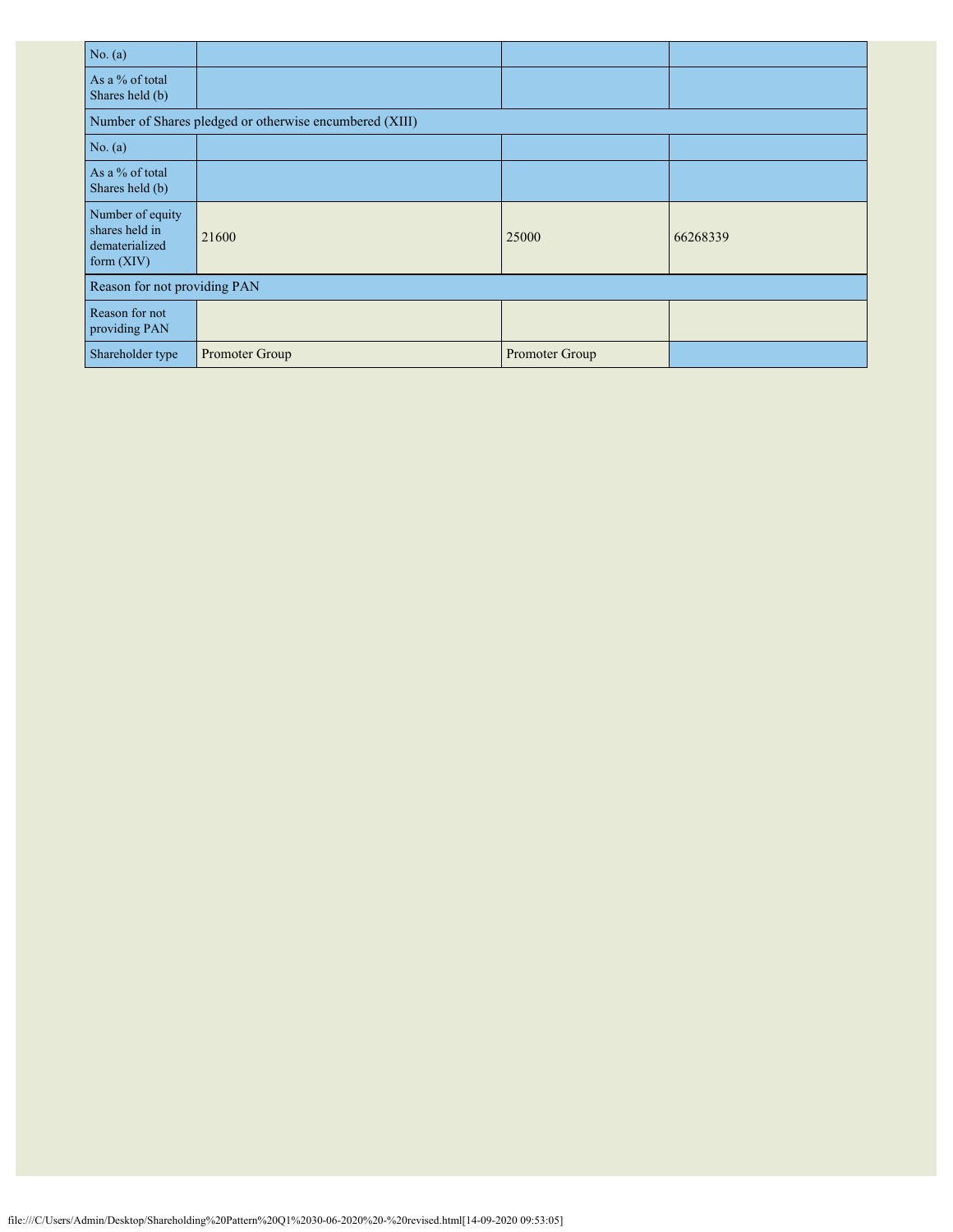| | | | |
|---|---|---|---|
| No. (a) | | | |
| As a % of total Shares held (b) | | | |
| Number of Shares pledged or otherwise encumbered (XIII) | | | |
| No. (a) | | | |
| As a % of total Shares held (b) | | | |
| Number of equity shares held in dematerialized form (XIV) | 21600 | 25000 | 66268339 |
| Reason for not providing PAN | | | |
| Reason for not providing PAN | | | |
| Shareholder type | Promoter Group | Promoter Group | |

file:///C/Users/Admin/Desktop/Shareholding%20Pattern%20Q1%2030-06-2020%20-%20revised.html[14-09-2020 09:53:05]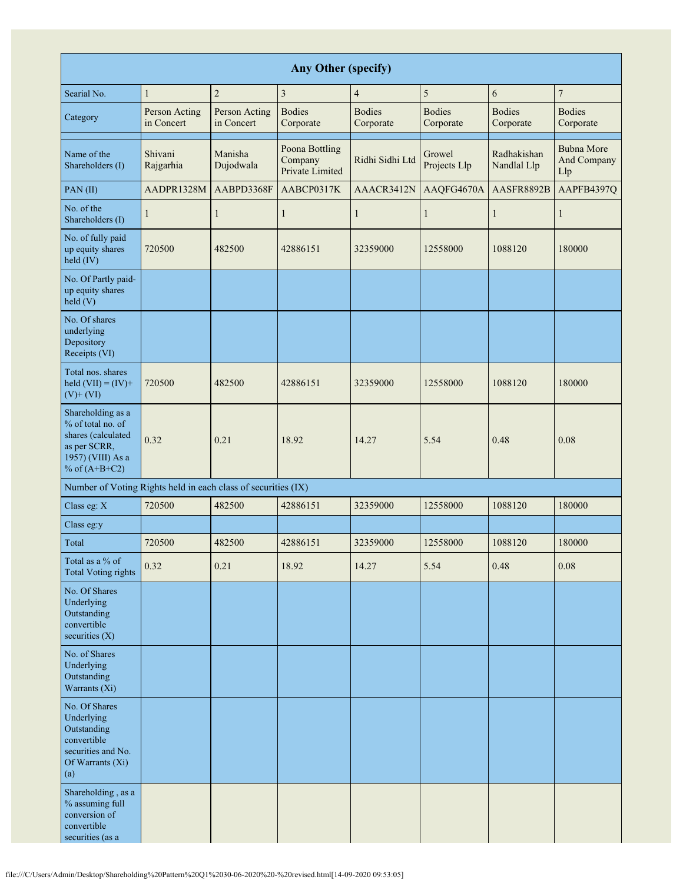| Any Other (specify) | | | | | | | |
|---|---|---|---|---|---|---|---|
| Searial No. | 1 | 2 | 3 | 4 | 5 | 6 | 7 |
| Category | Person Acting in Concert | Person Acting in Concert | Bodies Corporate | Bodies Corporate | Bodies Corporate | Bodies Corporate | Bodies Corporate |
| Name of the Shareholders (I) | Shivani Rajgarhia | Manisha Dujodwala | Poona Bottling Company Private Limited | Ridhi Sidhi Ltd | Growel Projects Llp | Radhakishan Nandlal Llp | Bubna More And Company Llp |
| PAN (II) | AADPR1328M | AABPD3368F | AABCP0317K | AAACR3412N | AAQFG4670A | AASFR8892B | AAPFB4397Q |
| No. of the Shareholders (I) | 1 | 1 | 1 | 1 | 1 | 1 | 1 |
| No. of fully paid up equity shares held (IV) | 720500 | 482500 | 42886151 | 32359000 | 12558000 | 1088120 | 180000 |
| No. Of Partly paid-up equity shares held (V) | | | | | | | |
| No. Of shares underlying Depository Receipts (VI) | | | | | | | |
| Total nos. shares held (VII) = (IV)+ (V)+ (VI) | 720500 | 482500 | 42886151 | 32359000 | 12558000 | 1088120 | 180000 |
| Shareholding as a % of total no. of shares (calculated as per SCRR, 1957) (VIII) As a % of (A+B+C2) | 0.32 | 0.21 | 18.92 | 14.27 | 5.54 | 0.48 | 0.08 |
| Number of Voting Rights held in each class of securities (IX) | | | | | | | |
| Class eg: X | 720500 | 482500 | 42886151 | 32359000 | 12558000 | 1088120 | 180000 |
| Class eg:y | | | | | | | |
| Total | 720500 | 482500 | 42886151 | 32359000 | 12558000 | 1088120 | 180000 |
| Total as a % of Total Voting rights | 0.32 | 0.21 | 18.92 | 14.27 | 5.54 | 0.48 | 0.08 |
| No. Of Shares Underlying Outstanding convertible securities (X) | | | | | | | |
| No. of Shares Underlying Outstanding Warrants (Xi) | | | | | | | |
| No. Of Shares Underlying Outstanding convertible securities and No. Of Warrants (Xi) (a) | | | | | | | |
| Shareholding , as a % assuming full conversion of convertible securities (as a | | | | | | | |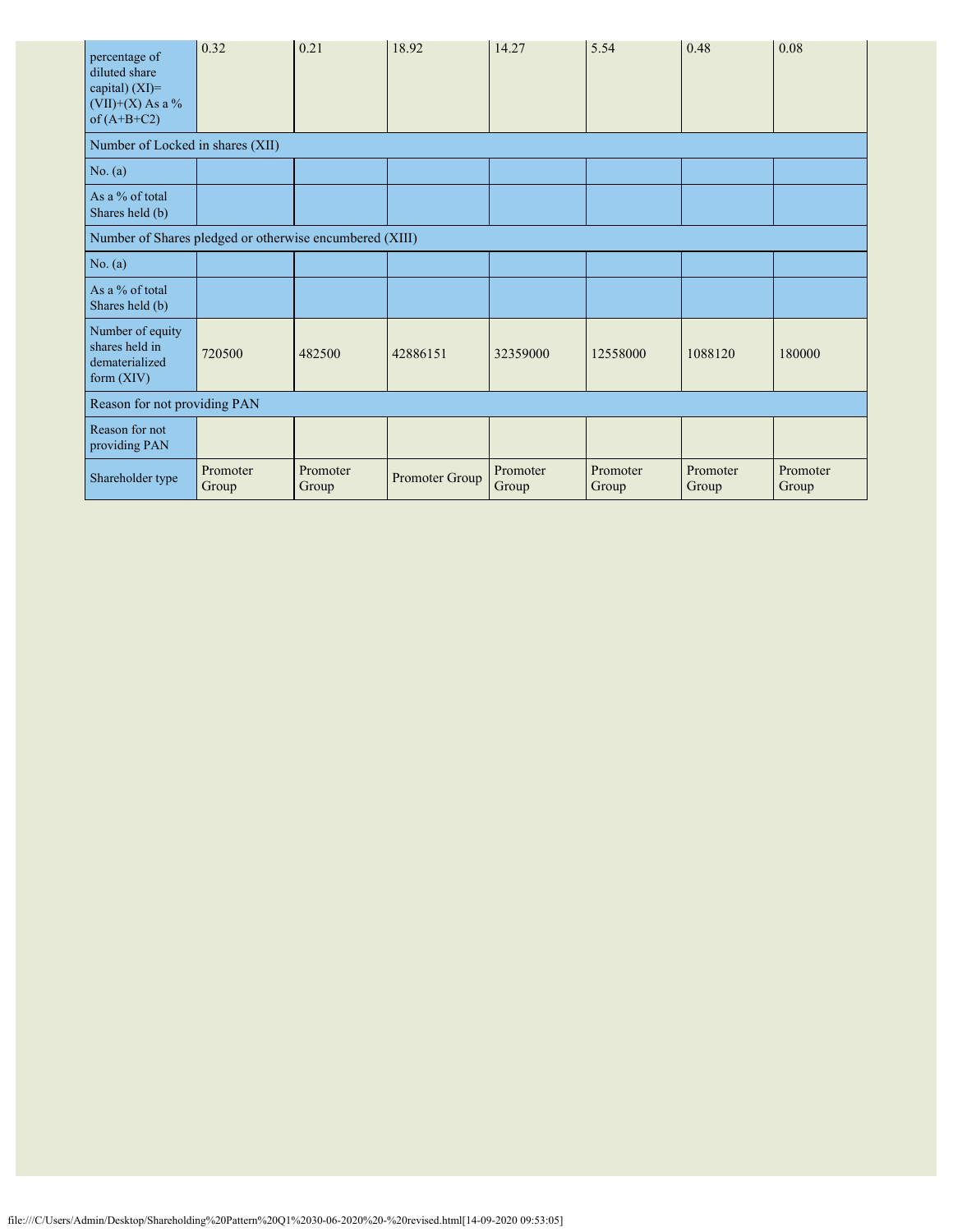| | | | | | | | |
|---|---|---|---|---|---|---|---|
| percentage of diluted share capital) (XI)= (VII)+(X) As a % of (A+B+C2) | 0.32 | 0.21 | 18.92 | 14.27 | 5.54 | 0.48 | 0.08 |
| Number of Locked in shares (XII) | | | | | | | |
| No. (a) | | | | | | | |
| As a % of total Shares held (b) | | | | | | | |
| Number of Shares pledged or otherwise encumbered (XIII) | | | | | | | |
| No. (a) | | | | | | | |
| As a % of total Shares held (b) | | | | | | | |
| Number of equity shares held in dematerialized form (XIV) | 720500 | 482500 | 42886151 | 32359000 | 12558000 | 1088120 | 180000 |
| Reason for not providing PAN | | | | | | | |
| Reason for not providing PAN | | | | | | | |
| Shareholder type | Promoter Group | Promoter Group | Promoter Group | Promoter Group | Promoter Group | Promoter Group | Promoter Group |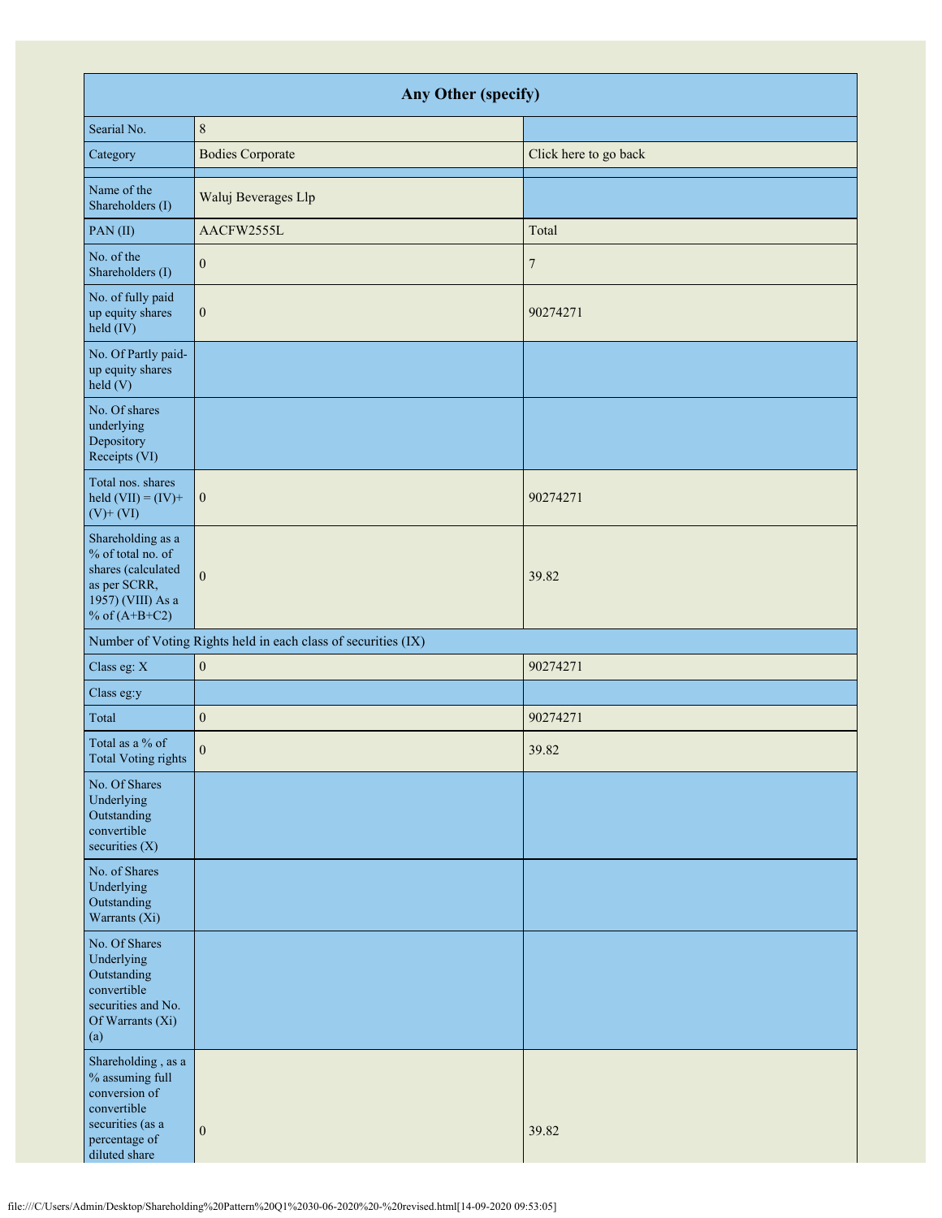| Any Other (specify) | | |
|---|---|---|
| Searial No. | 8 | |
| Category | Bodies Corporate | Click here to go back |
| Name of the Shareholders (I) | Waluj Beverages Llp | |
| PAN (II) | AACFW2555L | Total |
| No. of the Shareholders (I) | 0 | 7 |
| No. of fully paid up equity shares held (IV) | 0 | 90274271 |
| No. Of Partly paid-up equity shares held (V) | | |
| No. Of shares underlying Depository Receipts (VI) | | |
| Total nos. shares held (VII) = (IV)+ (V)+ (VI) | 0 | 90274271 |
| Shareholding as a % of total no. of shares (calculated as per SCRR, 1957) (VIII) As a % of (A+B+C2) | 0 | 39.82 |
| Number of Voting Rights held in each class of securities (IX) | | |
| Class eg: X | 0 | 90274271 |
| Class eg:y | | |
| Total | 0 | 90274271 |
| Total as a % of Total Voting rights | 0 | 39.82 |
| No. Of Shares Underlying Outstanding convertible securities (X) | | |
| No. of Shares Underlying Outstanding Warrants (Xi) | | |
| No. Of Shares Underlying Outstanding convertible securities and No. Of Warrants (Xi) (a) | | |
| Shareholding , as a % assuming full conversion of convertible securities (as a percentage of diluted share | 0 | 39.82 |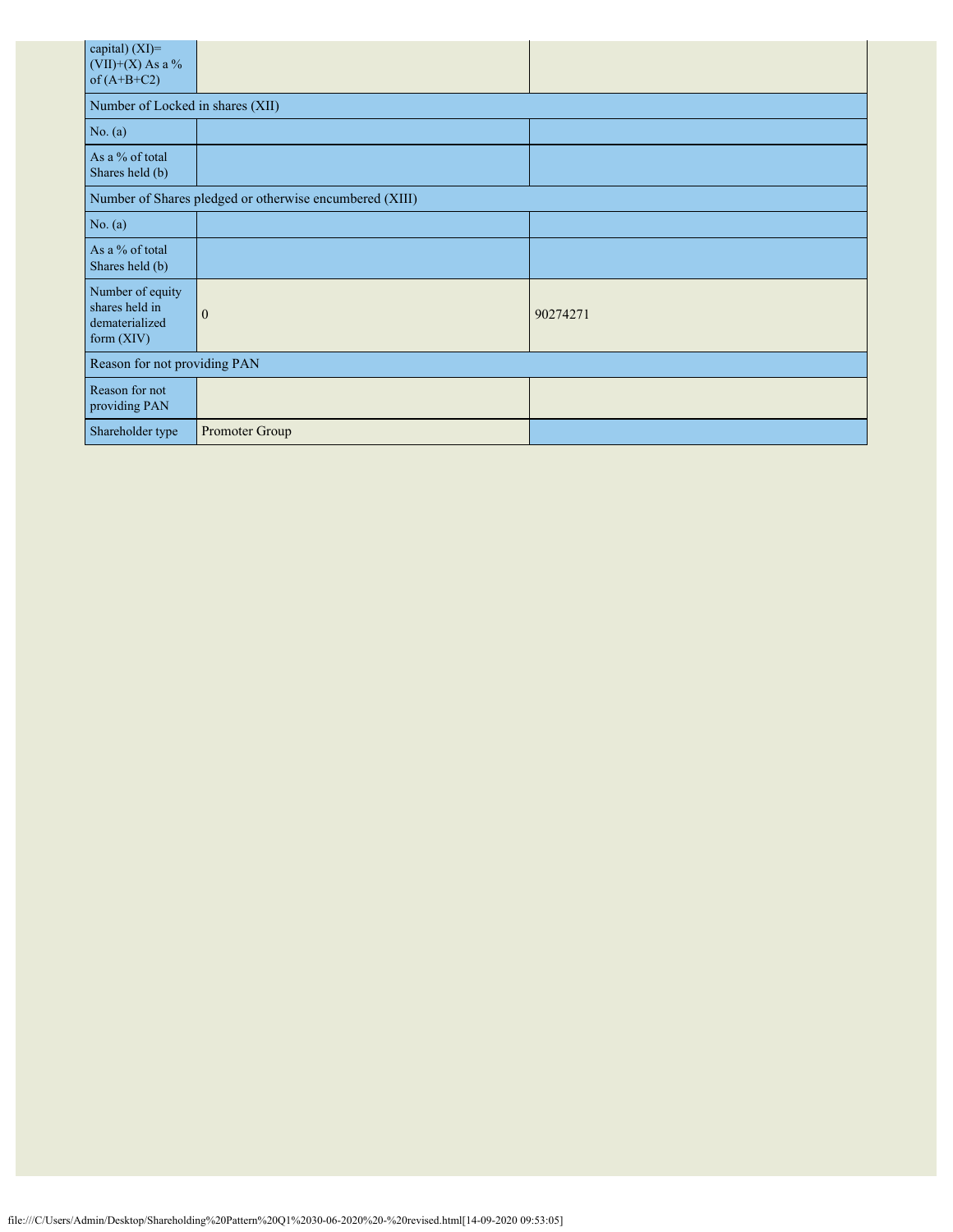| | | |
|---|---|---|
| capital) (XI)= (VII)+(X) As a % of (A+B+C2) | | |
| Number of Locked in shares (XII) | | |
| No. (a) | | |
| As a % of total Shares held (b) | | |
| Number of Shares pledged or otherwise encumbered (XIII) | | |
| No. (a) | | |
| As a % of total Shares held (b) | | |
| Number of equity shares held in dematerialized form (XIV) | 0 | 90274271 |
| Reason for not providing PAN | | |
| Reason for not providing PAN | | |
| Shareholder type | Promoter Group | |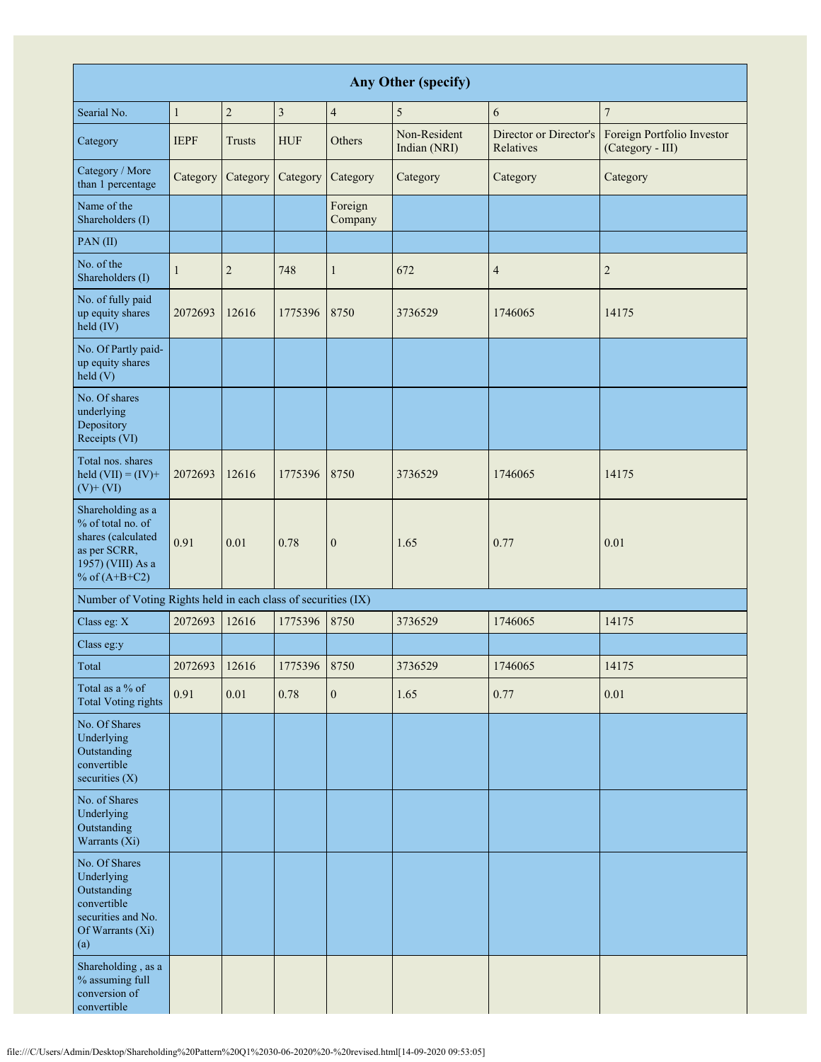| Any Other (specify) | | | | | | | |
|---|---|---|---|---|---|---|---|
| Searial No. | 1 | 2 | 3 | 4 | 5 | 6 | 7 |
| Category | IEPF | Trusts | HUF | Others | Non-Resident Indian (NRI) | Director or Director's Relatives | Foreign Portfolio Investor (Category - III) |
| Category / More than 1 percentage | Category | Category | Category | Category | Category | Category | Category |
| Name of the Shareholders (I) | | | | Foreign Company | | | |
| PAN (II) | | | | | | | |
| No. of the Shareholders (I) | 1 | 2 | 748 | 1 | 672 | 4 | 2 |
| No. of fully paid up equity shares held (IV) | 2072693 | 12616 | 1775396 | 8750 | 3736529 | 1746065 | 14175 |
| No. Of Partly paid-up equity shares held (V) | | | | | | | |
| No. Of shares underlying Depository Receipts (VI) | | | | | | | |
| Total nos. shares held (VII) = (IV)+ (V)+ (VI) | 2072693 | 12616 | 1775396 | 8750 | 3736529 | 1746065 | 14175 |
| Shareholding as a % of total no. of shares (calculated as per SCRR, 1957) (VIII) As a % of (A+B+C2) | 0.91 | 0.01 | 0.78 | 0 | 1.65 | 0.77 | 0.01 |
| Number of Voting Rights held in each class of securities (IX) | | | | | | | |
| Class eg: X | 2072693 | 12616 | 1775396 | 8750 | 3736529 | 1746065 | 14175 |
| Class eg:y | | | | | | | |
| Total | 2072693 | 12616 | 1775396 | 8750 | 3736529 | 1746065 | 14175 |
| Total as a % of Total Voting rights | 0.91 | 0.01 | 0.78 | 0 | 1.65 | 0.77 | 0.01 |
| No. Of Shares Underlying Outstanding convertible securities (X) | | | | | | | |
| No. of Shares Underlying Outstanding Warrants (Xi) | | | | | | | |
| No. Of Shares Underlying Outstanding convertible securities and No. Of Warrants (Xi) (a) | | | | | | | |
| Shareholding , as a % assuming full conversion of convertible | | | | | | | |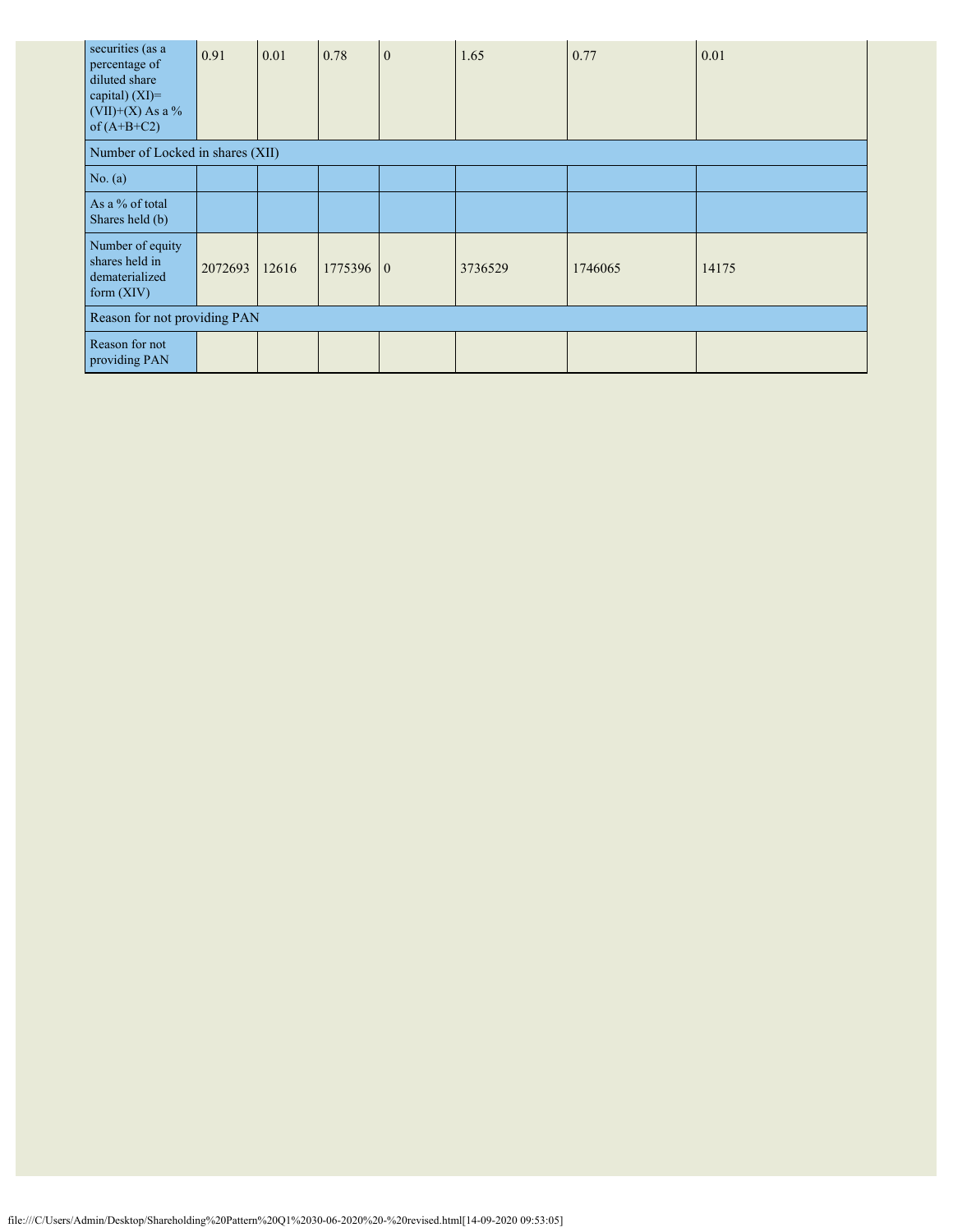| | | | | | | | |
|---|---|---|---|---|---|---|---|
| securities (as a percentage of diluted share capital) (XI)= (VII)+(X) As a % of (A+B+C2) | 0.91 | 0.01 | 0.78 | 0 | 1.65 | 0.77 | 0.01 |
| Number of Locked in shares (XII) | | | | | | | |
| No. (a) | | | | | | | |
| As a % of total Shares held (b) | | | | | | | |
| Number of equity shares held in dematerialized form (XIV) | 2072693 | 12616 | 1775396 | 0 | 3736529 | 1746065 | 14175 |
| Reason for not providing PAN | | | | | | | |
| Reason for not providing PAN | | | | | | | |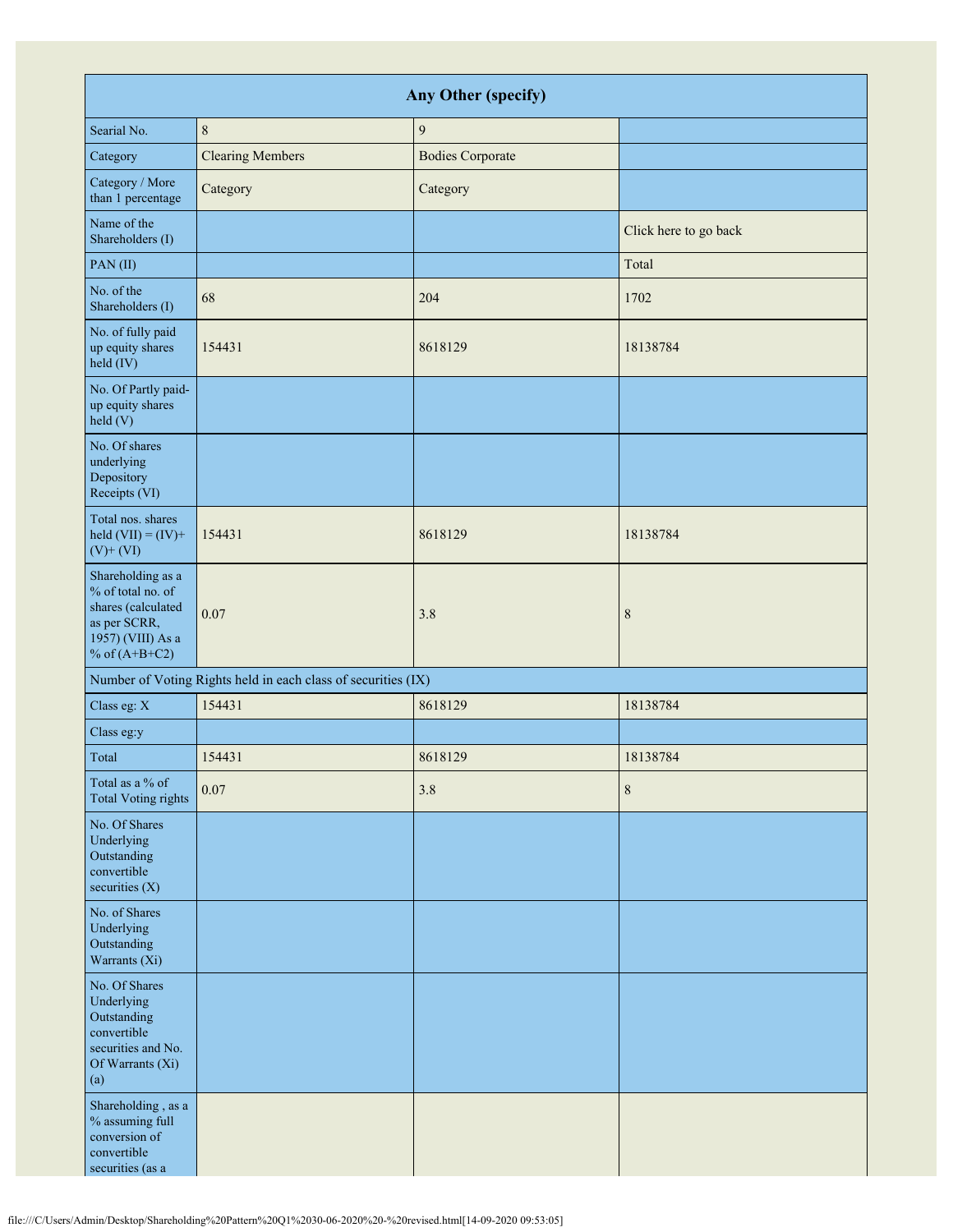| Any Other (specify) | | | |
|---|---|---|---|
| Searial No. | 8 | 9 | |
| Category | Clearing Members | Bodies Corporate | |
| Category / More than 1 percentage | Category | Category | |
| Name of the Shareholders (I) | | | Click here to go back |
| PAN (II) | | | Total |
| No. of the Shareholders (I) | 68 | 204 | 1702 |
| No. of fully paid up equity shares held (IV) | 154431 | 8618129 | 18138784 |
| No. Of Partly paid-up equity shares held (V) | | | |
| No. Of shares underlying Depository Receipts (VI) | | | |
| Total nos. shares held (VII) = (IV)+ (V)+ (VI) | 154431 | 8618129 | 18138784 |
| Shareholding as a % of total no. of shares (calculated as per SCRR, 1957) (VIII) As a % of (A+B+C2) | 0.07 | 3.8 | 8 |
| Number of Voting Rights held in each class of securities (IX) | | | |
| Class eg: X | 154431 | 8618129 | 18138784 |
| Class eg:y | | | |
| Total | 154431 | 8618129 | 18138784 |
| Total as a % of Total Voting rights | 0.07 | 3.8 | 8 |
| No. Of Shares Underlying Outstanding convertible securities (X) | | | |
| No. of Shares Underlying Outstanding Warrants (Xi) | | | |
| No. Of Shares Underlying Outstanding convertible securities and No. Of Warrants (Xi) (a) | | | |
| Shareholding , as a % assuming full conversion of convertible securities (as a | | | |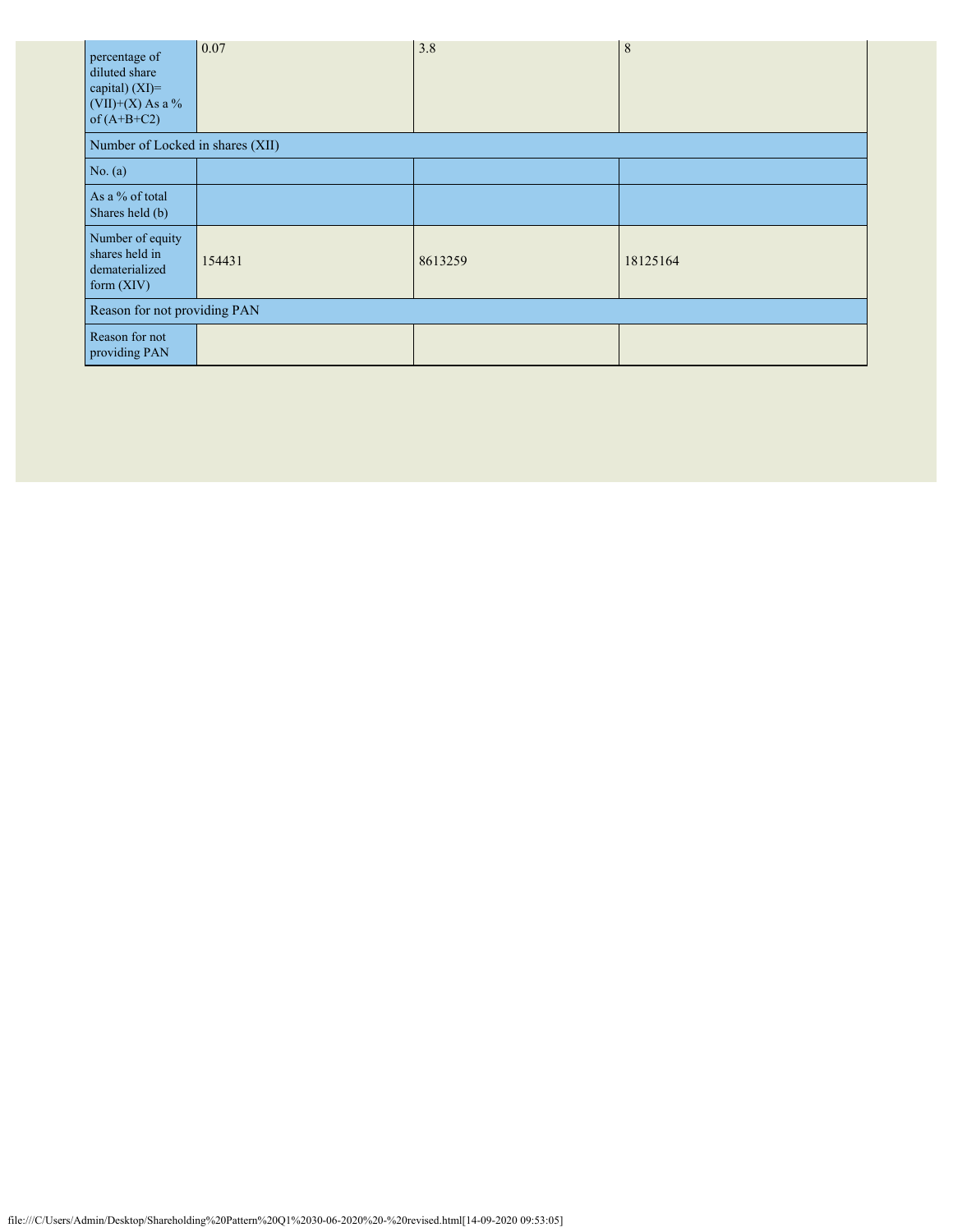| | | | |
|---|---|---|---|
| percentage of diluted share capital) (XI)= (VII)+(X) As a % of (A+B+C2) | 0.07 | 3.8 | 8 |
| Number of Locked in shares (XII) | | | |
| No. (a) | | | |
| As a % of total Shares held (b) | | | |
| Number of equity shares held in dematerialized form (XIV) | 154431 | 8613259 | 18125164 |
| Reason for not providing PAN | | | |
| Reason for not providing PAN | | | |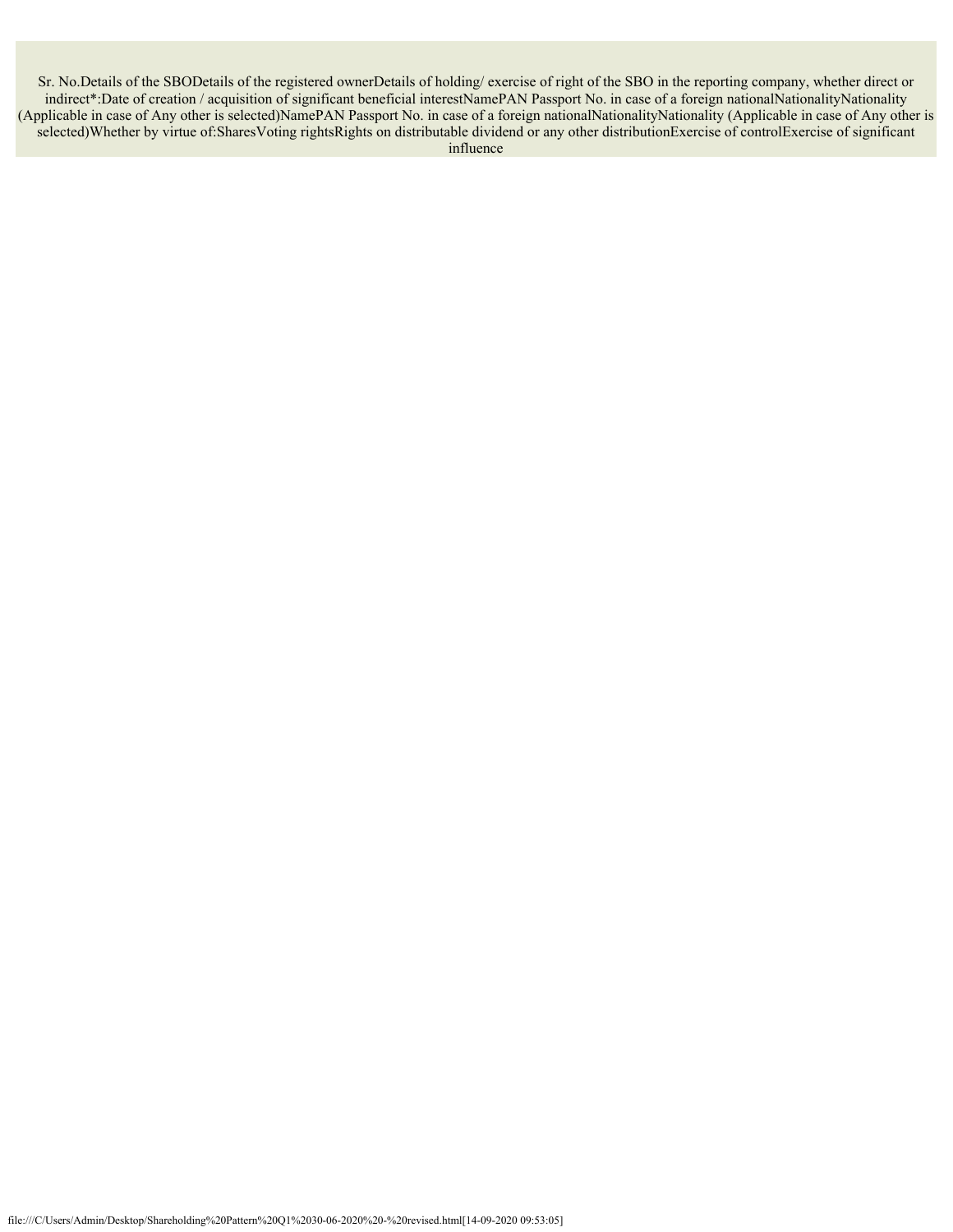| Sr. No. | Details of the SBO | | | | Details of the registered owner | | | | Details of holding/ exercise of right of the SBO in the reporting company, whether direct or indirect*: | | | | | | Date of creation / acquisition of significant beneficial interest |
|---|---|---|---|---|---|---|---|---|---|---|---|---|---|---|---|
| | Name | PAN | Passport No. in case of a foreign national | Nationality | Nationality (Applicable in case of Any other is selected) | Name | PAN | Passport No. in case of a foreign national | Nationality | Nationality (Applicable in case of Any other is selected) | Whether by virtue of: | | | | | |
| | | | | | | | | | | | Shares | Voting rights | Rights on distributable dividend or any other distribution | Exercise of control | Exercise of significant influence | |